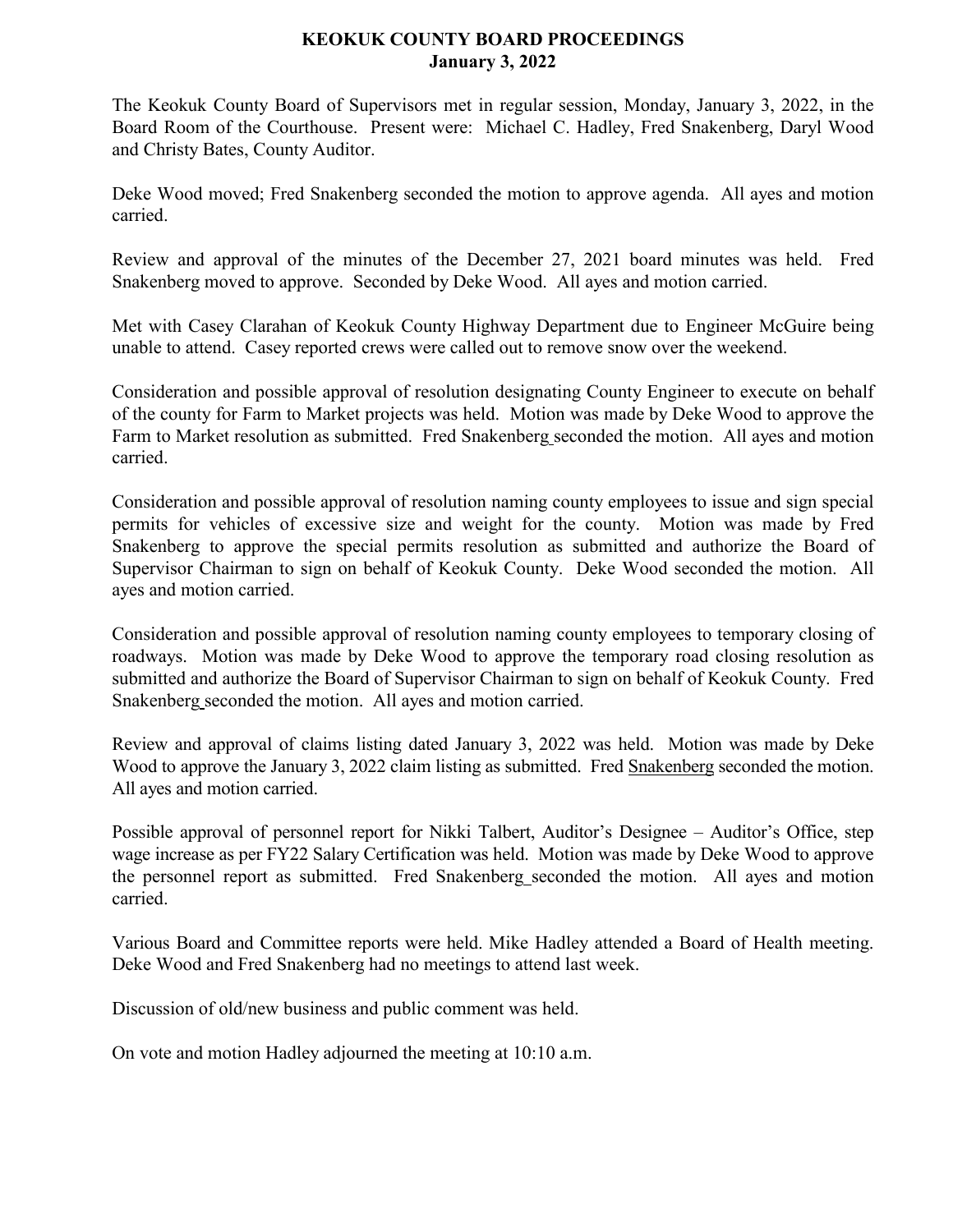# KEOKUK COUNTY BOARD PROCEEDINGS
## January 3, 2022

The Keokuk County Board of Supervisors met in regular session, Monday, January 3, 2022, in the Board Room of the Courthouse. Present were: Michael C. Hadley, Fred Snakenberg, Daryl Wood and Christy Bates, County Auditor.

Deke Wood moved; Fred Snakenberg seconded the motion to approve agenda. All ayes and motion carried.

Review and approval of the minutes of the December 27, 2021 board minutes was held. Fred Snakenberg moved to approve. Seconded by Deke Wood. All ayes and motion carried.

Met with Casey Clarahan of Keokuk County Highway Department due to Engineer McGuire being unable to attend. Casey reported crews were called out to remove snow over the weekend.

Consideration and possible approval of resolution designating County Engineer to execute on behalf of the county for Farm to Market projects was held. Motion was made by Deke Wood to approve the Farm to Market resolution as submitted. Fred Snakenberg seconded the motion. All ayes and motion carried.

Consideration and possible approval of resolution naming county employees to issue and sign special permits for vehicles of excessive size and weight for the county. Motion was made by Fred Snakenberg to approve the special permits resolution as submitted and authorize the Board of Supervisor Chairman to sign on behalf of Keokuk County. Deke Wood seconded the motion. All ayes and motion carried.

Consideration and possible approval of resolution naming county employees to temporary closing of roadways. Motion was made by Deke Wood to approve the temporary road closing resolution as submitted and authorize the Board of Supervisor Chairman to sign on behalf of Keokuk County. Fred Snakenberg seconded the motion. All ayes and motion carried.

Review and approval of claims listing dated January 3, 2022 was held. Motion was made by Deke Wood to approve the January 3, 2022 claim listing as submitted. Fred Snakenberg seconded the motion. All ayes and motion carried.

Possible approval of personnel report for Nikki Talbert, Auditor's Designee – Auditor's Office, step wage increase as per FY22 Salary Certification was held. Motion was made by Deke Wood to approve the personnel report as submitted. Fred Snakenberg seconded the motion. All ayes and motion carried.

Various Board and Committee reports were held. Mike Hadley attended a Board of Health meeting. Deke Wood and Fred Snakenberg had no meetings to attend last week.

Discussion of old/new business and public comment was held.

On vote and motion Hadley adjourned the meeting at 10:10 a.m.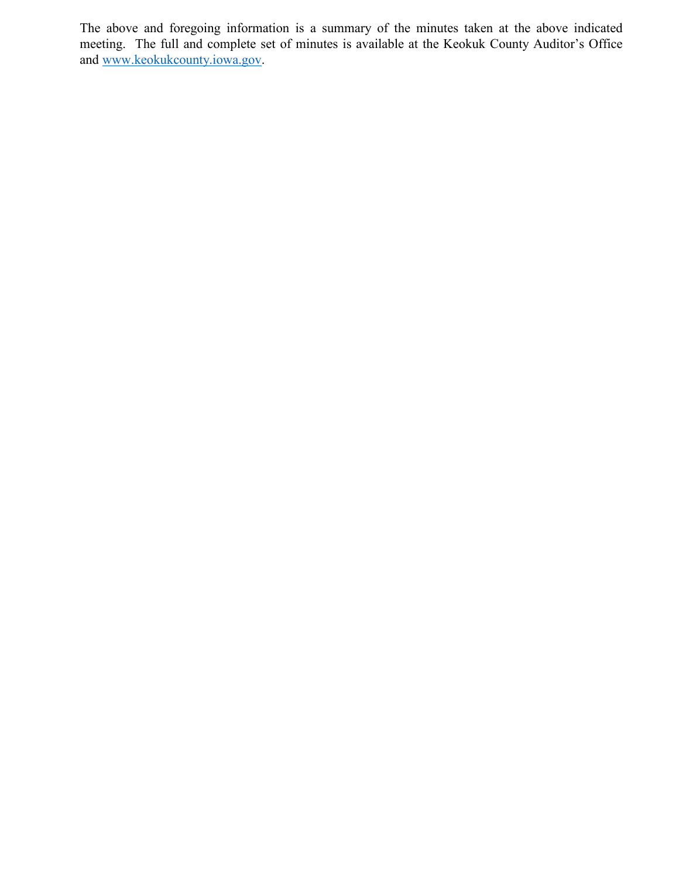The above and foregoing information is a summary of the minutes taken at the above indicated meeting. The full and complete set of minutes is available at the Keokuk County Auditor's Office and [www.keokukcounty.iowa.gov](http://www.keokukcounty.iowa.gov).